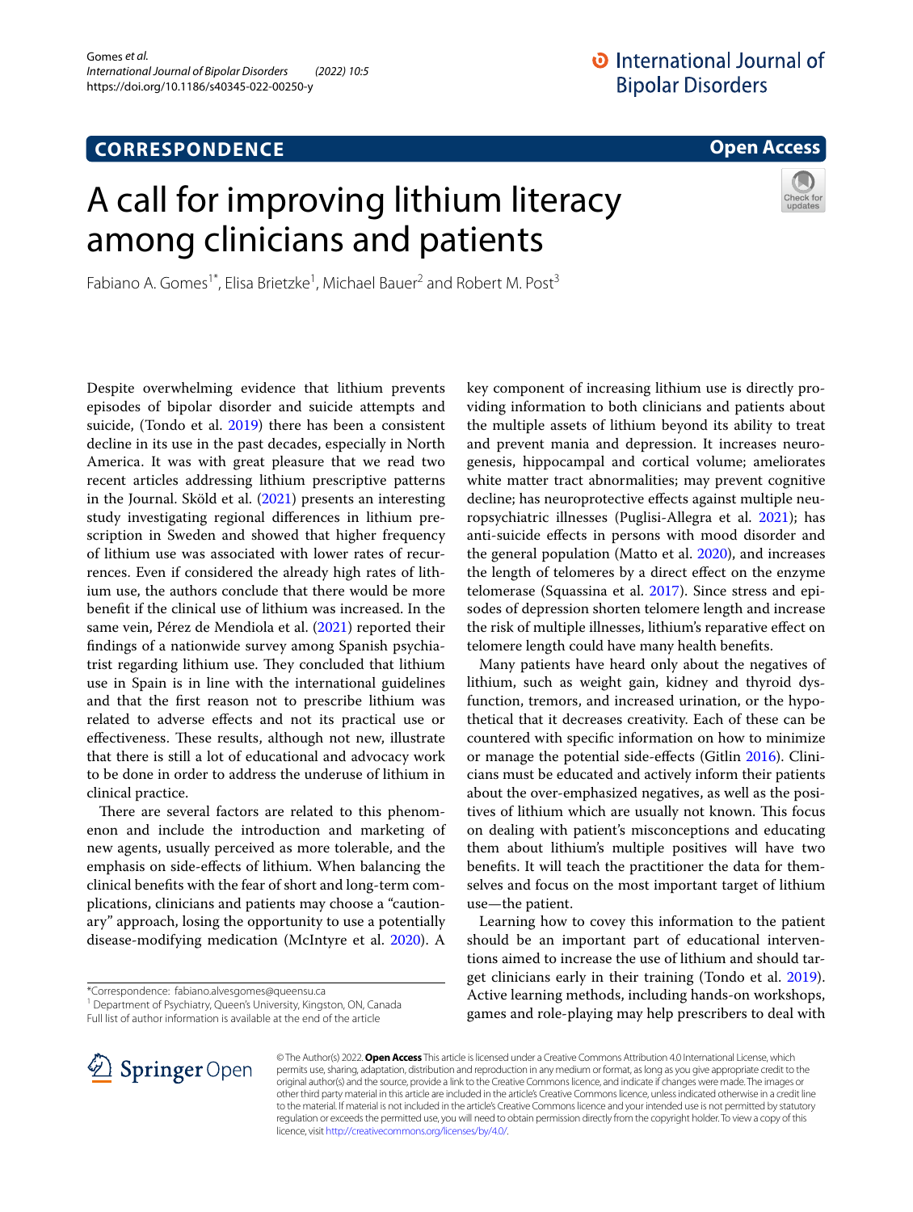CORRESPONDENCE

Open Access

# A call for improving lithium literacy among clinicians and patients

Fabiano A. Gomes[1*], Elisa Brietzke[1], Michael Bauer[2] and Robert M. Post[3]

Despite overwhelming evidence that lithium prevents episodes of bipolar disorder and suicide attempts and suicide, (Tondo et al. 2019) there has been a consistent decline in its use in the past decades, especially in North America. It was with great pleasure that we read two recent articles addressing lithium prescriptive patterns in the Journal. Sköld et al. (2021) presents an interesting study investigating regional differences in lithium prescription in Sweden and showed that higher frequency of lithium use was associated with lower rates of recurrences. Even if considered the already high rates of lithium use, the authors conclude that there would be more benefit if the clinical use of lithium was increased. In the same vein, Pérez de Mendiola et al. (2021) reported their findings of a nationwide survey among Spanish psychiatrist regarding lithium use. They concluded that lithium use in Spain is in line with the international guidelines and that the first reason not to prescribe lithium was related to adverse effects and not its practical use or effectiveness. These results, although not new, illustrate that there is still a lot of educational and advocacy work to be done in order to address the underuse of lithium in clinical practice.

There are several factors are related to this phenomenon and include the introduction and marketing of new agents, usually perceived as more tolerable, and the emphasis on side-effects of lithium. When balancing the clinical benefits with the fear of short and long-term complications, clinicians and patients may choose a "cautionary" approach, losing the opportunity to use a potentially disease-modifying medication (McIntyre et al. 2020). A key component of increasing lithium use is directly providing information to both clinicians and patients about the multiple assets of lithium beyond its ability to treat and prevent mania and depression. It increases neurogenesis, hippocampal and cortical volume; ameliorates white matter tract abnormalities; may prevent cognitive decline; has neuroprotective effects against multiple neuropsychiatric illnesses (Puglisi-Allegra et al. 2021); has anti-suicide effects in persons with mood disorder and the general population (Matto et al. 2020), and increases the length of telomeres by a direct effect on the enzyme telomerase (Squassina et al. 2017). Since stress and episodes of depression shorten telomere length and increase the risk of multiple illnesses, lithium's reparative effect on telomere length could have many health benefits.

Many patients have heard only about the negatives of lithium, such as weight gain, kidney and thyroid dysfunction, tremors, and increased urination, or the hypothetical that it decreases creativity. Each of these can be countered with specific information on how to minimize or manage the potential side-effects (Gitlin 2016). Clinicians must be educated and actively inform their patients about the over-emphasized negatives, as well as the positives of lithium which are usually not known. This focus on dealing with patient's misconceptions and educating them about lithium's multiple positives will have two benefits. It will teach the practitioner the data for themselves and focus on the most important target of lithium use—the patient.

Learning how to covey this information to the patient should be an important part of educational interventions aimed to increase the use of lithium and should target clinicians early in their training (Tondo et al. 2019). Active learning methods, including hands-on workshops, games and role-playing may help prescribers to deal with

*Correspondence: fabiano.alvesgomes@queensu.ca
[1] Department of Psychiatry, Queen's University, Kingston, ON, Canada
Full list of author information is available at the end of the article

© The Author(s) 2022. **Open Access** This article is licensed under a Creative Commons Attribution 4.0 International License, which permits use, sharing, adaptation, distribution and reproduction in any medium or format, as long as you give appropriate credit to the original author(s) and the source, provide a link to the Creative Commons licence, and indicate if changes were made. The images or other third party material in this article are included in the article's Creative Commons licence, unless indicated otherwise in a credit line to the material. If material is not included in the article's Creative Commons licence and your intended use is not permitted by statutory regulation or exceeds the permitted use, you will need to obtain permission directly from the copyright holder. To view a copy of this licence, visit http://creativecommons.org/licenses/by/4.0/.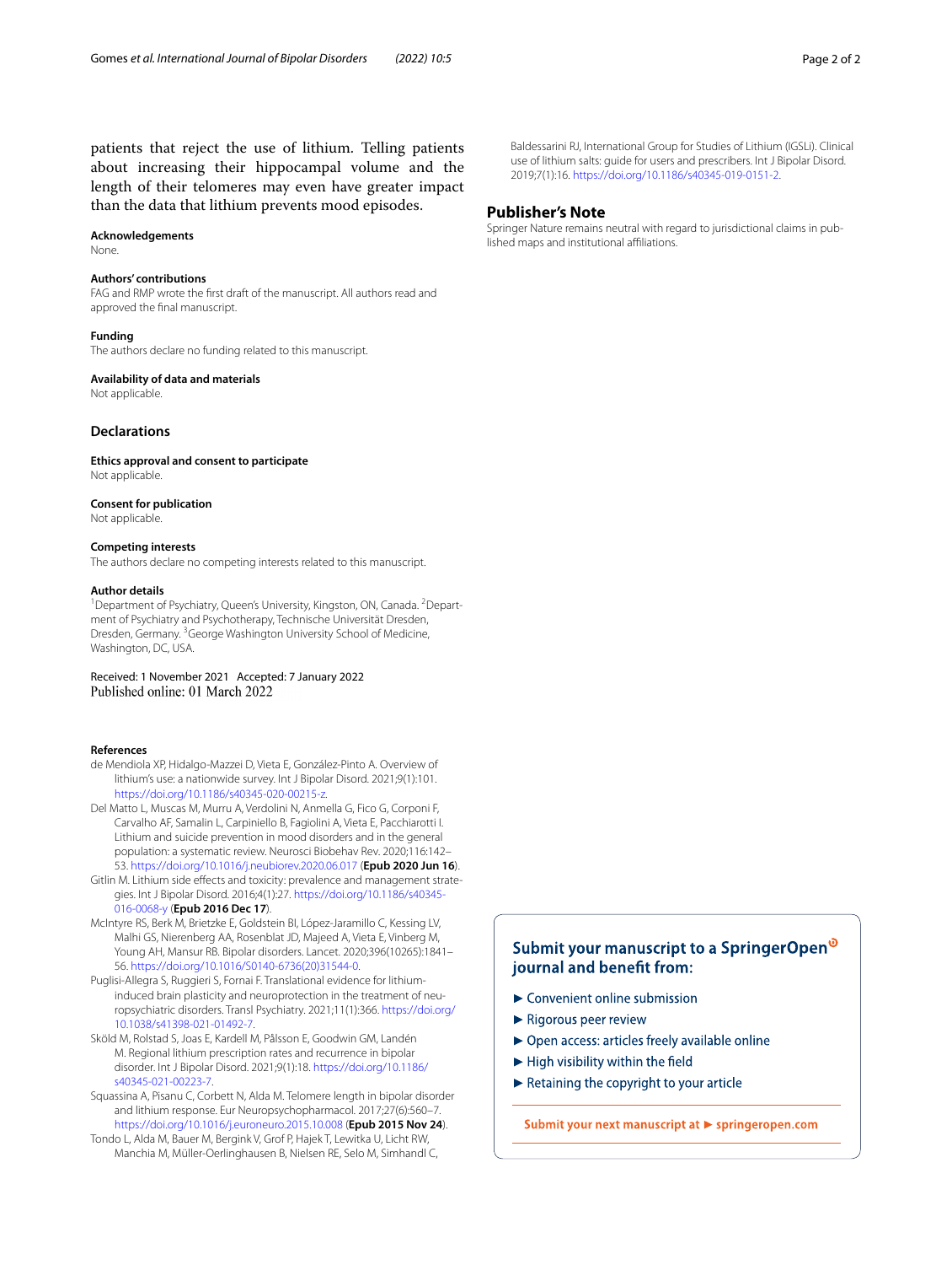patients that reject the use of lithium. Telling patients about increasing their hippocampal volume and the length of their telomeres may even have greater impact than the data that lithium prevents mood episodes.

**Acknowledgements**

None.

**Authors' contributions**

FAG and RMP wrote the first draft of the manuscript. All authors read and approved the final manuscript.

**Funding**

The authors declare no funding related to this manuscript.

**Availability of data and materials**

Not applicable.

## Declarations

**Ethics approval and consent to participate**

Not applicable.

**Consent for publication**

Not applicable.

**Competing interests**

The authors declare no competing interests related to this manuscript.

**Author details**

[1]Department of Psychiatry, Queen's University, Kingston, ON, Canada. [2]Department of Psychiatry and Psychotherapy, Technische Universität Dresden, Dresden, Germany. [3]George Washington University School of Medicine, Washington, DC, USA.

Received: 1 November 2021 Accepted: 7 January 2022
Published online: 01 March 2022

**References**

de Mendiola XP, Hidalgo-Mazzei D, Vieta E, González-Pinto A. Overview of lithium's use: a nationwide survey. Int J Bipolar Disord. 2021;9(1):101. https://doi.org/10.1186/s40345-020-00215-z.

Del Matto L, Muscas M, Murru A, Verdolini N, Anmella G, Fico G, Corponi F, Carvalho AF, Samalin L, Carpiniello B, Fagiolini A, Vieta E, Pacchiarotti I. Lithium and suicide prevention in mood disorders and in the general population: a systematic review. Neurosci Biobehav Rev. 2020;116:142–53. https://doi.org/10.1016/j.neubiorev.2020.06.017 (**Epub 2020 Jun 16**).

Gitlin M. Lithium side effects and toxicity: prevalence and management strategies. Int J Bipolar Disord. 2016;4(1):27. https://doi.org/10.1186/s40345-016-0068-y (**Epub 2016 Dec 17**).

McIntyre RS, Berk M, Brietzke E, Goldstein BI, López-Jaramillo C, Kessing LV, Malhi GS, Nierenberg AA, Rosenblat JD, Majeed A, Vieta E, Vinberg M, Young AH, Mansur RB. Bipolar disorders. Lancet. 2020;396(10265):1841–56. https://doi.org/10.1016/S0140-6736(20)31544-0.

Puglisi-Allegra S, Ruggieri S, Fornai F. Translational evidence for lithium-induced brain plasticity and neuroprotection in the treatment of neuropsychiatric disorders. Transl Psychiatry. 2021;11(1):366. https://doi.org/10.1038/s41398-021-01492-7.

Sköld M, Rolstad S, Joas E, Kardell M, Pålsson E, Goodwin GM, Landén M. Regional lithium prescription rates and recurrence in bipolar disorder. Int J Bipolar Disord. 2021;9(1):18. https://doi.org/10.1186/s40345-021-00223-7.

Squassina A, Pisanu C, Corbett N, Alda M. Telomere length in bipolar disorder and lithium response. Eur Neuropsychopharmacol. 2017;27(6):560–7. https://doi.org/10.1016/j.euroneuro.2015.10.008 (**Epub 2015 Nov 24**).

Tondo L, Alda M, Bauer M, Bergink V, Grof P, Hajek T, Lewitka U, Licht RW, Manchia M, Müller-Oerlinghausen B, Nielsen RE, Selo M, Simhandl C, Baldessarini RJ, International Group for Studies of Lithium (IGSLi). Clinical use of lithium salts: guide for users and prescribers. Int J Bipolar Disord. 2019;7(1):16. https://doi.org/10.1186/s40345-019-0151-2.

## Publisher's Note

Springer Nature remains neutral with regard to jurisdictional claims in published maps and institutional affiliations.

**Submit your manuscript to a SpringerOpen journal and benefit from:**

- Convenient online submission
- Rigorous peer review
- Open access: articles freely available online
- High visibility within the field
- Retaining the copyright to your article

Submit your next manuscript at ► springeropen.com